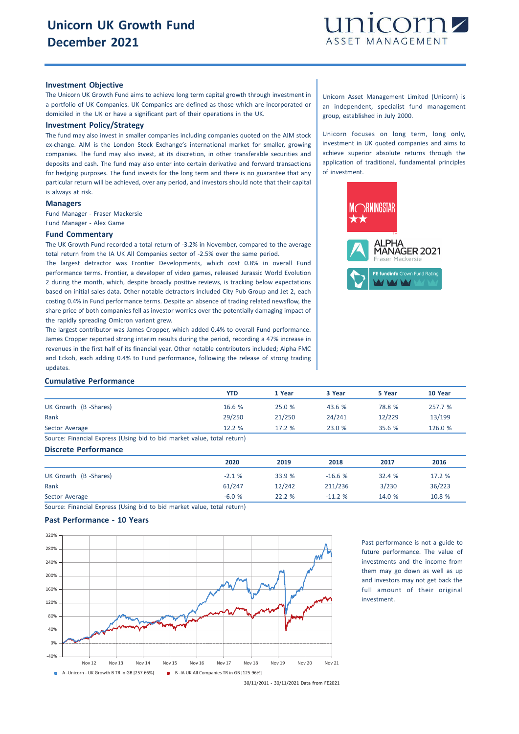# Unicorn UK Growth Fund
# December 2021

unicorn ASSET MANAGEMENT

## Investment Objective

The Unicorn UK Growth Fund aims to achieve long term capital growth through investment in a portfolio of UK Companies. UK Companies are defined as those which are incorporated or domiciled in the UK or have a significant part of their operations in the UK.

## Investment Policy/Strategy

The fund may also invest in smaller companies including companies quoted on the AIM stock ex-change. AIM is the London Stock Exchange's international market for smaller, growing companies. The fund may also invest, at its discretion, in other transferable securities and deposits and cash. The fund may also enter into certain derivative and forward transactions for hedging purposes. The fund invests for the long term and there is no guarantee that any particular return will be achieved, over any period, and investors should note that their capital is always at risk.

## Managers

Fund Manager - Fraser Mackersie
Fund Manager - Alex Game

## Fund Commentary

The UK Growth Fund recorded a total return of -3.2% in November, compared to the average total return from the IA UK All Companies sector of -2.5% over the same period.

The largest detractor was Frontier Developments, which cost 0.8% in overall Fund performance terms. Frontier, a developer of video games, released Jurassic World Evolution 2 during the month, which, despite broadly positive reviews, is tracking below expectations based on initial sales data. Other notable detractors included City Pub Group and Jet 2, each costing 0.4% in Fund performance terms. Despite an absence of trading related newsflow, the share price of both companies fell as investor worries over the potentially damaging impact of the rapidly spreading Omicron variant grew.

The largest contributor was James Cropper, which added 0.4% to overall Fund performance. James Cropper reported strong interim results during the period, recording a 47% increase in revenues in the first half of its financial year. Other notable contributors included; Alpha FMC and Eckoh, each adding 0.4% to Fund performance, following the release of strong trading updates.

Unicorn Asset Management Limited (Unicorn) is an independent, specialist fund management group, established in July 2000.

Unicorn focuses on long term, long only, investment in UK quoted companies and aims to achieve superior absolute returns through the application of traditional, fundamental principles of investment.

MORNINGSTAR ★★

ALPHA MANAGER 2021 Fraser Mackersie

FE fundinfo Crown Fund Rating

## Cumulative Performance

| | YTD | 1 Year | 3 Year | 5 Year | 10 Year |
|---|---|---|---|---|---|
| UK Growth (B -Shares) | 16.6 % | 25.0 % | 43.6 % | 78.8 % | 257.7 % |
| Rank | 29/250 | 21/250 | 24/241 | 12/229 | 13/199 |
| Sector Average | 12.2 % | 17.2 % | 23.0 % | 35.6 % | 126.0 % |

Source: Financial Express (Using bid to bid market value, total return)

## Discrete Performance

| | 2020 | 2019 | 2018 | 2017 | 2016 |
|---|---|---|---|---|---|
| UK Growth (B -Shares) | -2.1 % | 33.9 % | -16.6 % | 32.4 % | 17.2 % |
| Rank | 61/247 | 12/242 | 211/236 | 3/230 | 36/223 |
| Sector Average | -6.0 % | 22.2 % | -11.2 % | 14.0 % | 10.8 % |

Source: Financial Express (Using bid to bid market value, total return)

## Past Performance - 10 Years

A -Unicorn - UK Growth B TR in GB [257.66%] B -IA UK All Companies TR in GB [125.96%]

30/11/2011 - 30/11/2021 Data from FE2021

Past performance is not a guide to future performance. The value of investments and the income from them may go down as well as up and investors may not get back the full amount of their original investment.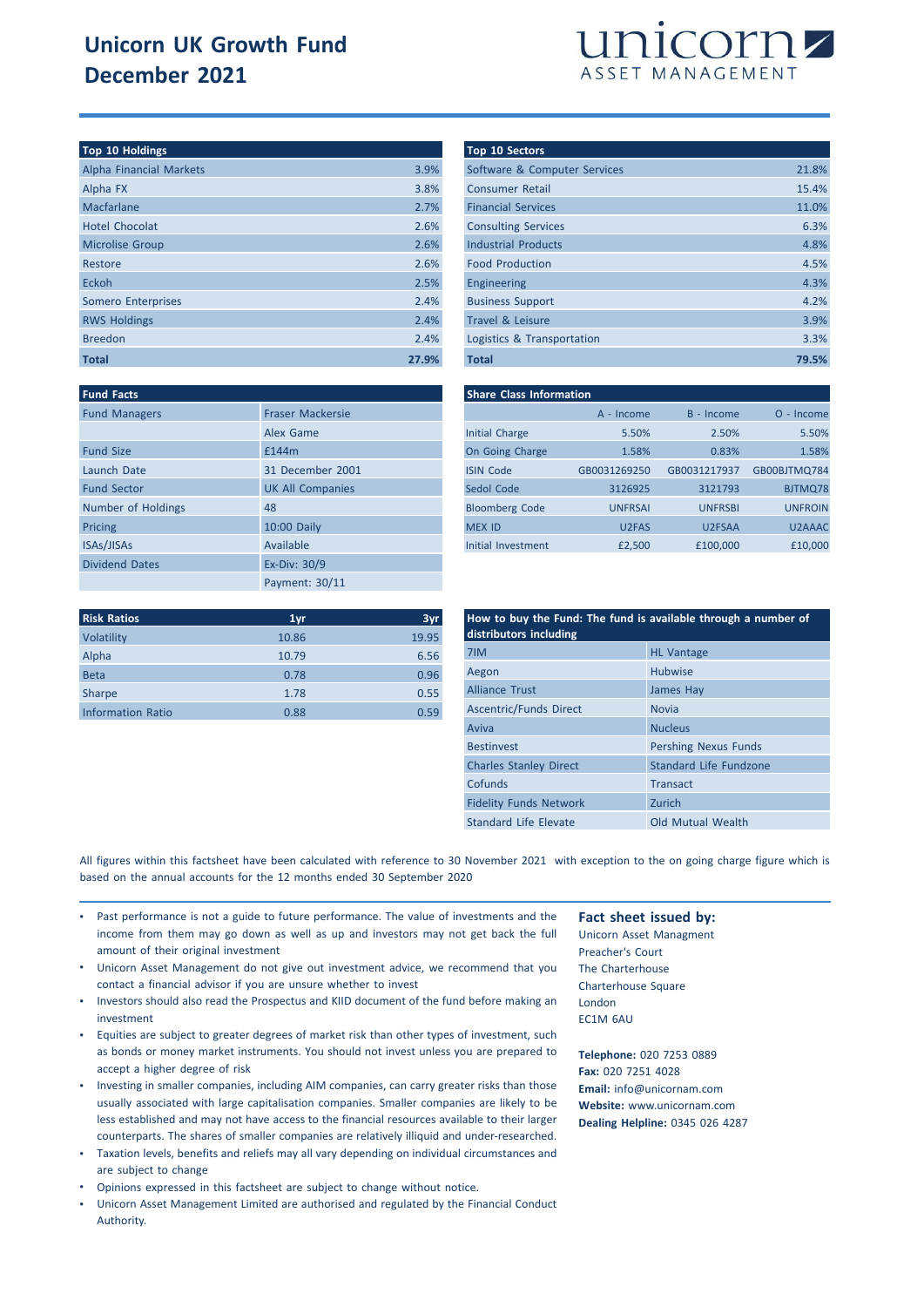# Unicorn UK Growth Fund
# December 2021

| Top 10 Holdings | |
|---|---|
| Alpha Financial Markets | 3.9% |
| Alpha FX | 3.8% |
| Macfarlane | 2.7% |
| Hotel Chocolat | 2.6% |
| Microlise Group | 2.6% |
| Restore | 2.6% |
| Eckoh | 2.5% |
| Somero Enterprises | 2.4% |
| RWS Holdings | 2.4% |
| Breedon | 2.4% |
| **Total** | **27.9%** |

| Top 10 Sectors | |
|---|---|
| Software & Computer Services | 21.8% |
| Consumer Retail | 15.4% |
| Financial Services | 11.0% |
| Consulting Services | 6.3% |
| Industrial Products | 4.8% |
| Food Production | 4.5% |
| Engineering | 4.3% |
| Business Support | 4.2% |
| Travel & Leisure | 3.9% |
| Logistics & Transportation | 3.3% |
| **Total** | **79.5%** |

| Fund Facts | |
|---|---|
| Fund Managers | Fraser Mackersie |
| | Alex Game |
| Fund Size | £144m |
| Launch Date | 31 December 2001 |
| Fund Sector | UK All Companies |
| Number of Holdings | 48 |
| Pricing | 10:00 Daily |
| ISAs/JISAs | Available |
| Dividend Dates | Ex-Div: 30/9 |
| | Payment: 30/11 |

| Share Class Information | A - Income | B - Income | O - Income |
|---|---|---|---|
| Initial Charge | 5.50% | 2.50% | 5.50% |
| On Going Charge | 1.58% | 0.83% | 1.58% |
| ISIN Code | GB0031269250 | GB0031217937 | GB00BJTMQ784 |
| Sedol Code | 3126925 | 3121793 | BJTMQ78 |
| Bloomberg Code | UNFRSAI | UNFRSBI | UNFROIN |
| MEX ID | U2FAS | U2FSAA | U2AAAC |
| Initial Investment | £2,500 | £100,000 | £10,000 |

| Risk Ratios | 1yr | 3yr |
|---|---|---|
| Volatility | 10.86 | 19.95 |
| Alpha | 10.79 | 6.56 |
| Beta | 0.78 | 0.96 |
| Sharpe | 1.78 | 0.55 |
| Information Ratio | 0.88 | 0.59 |

| How to buy the Fund: The fund is available through a number of distributors including | |
|---|---|
| 7IM | HL Vantage |
| Aegon | Hubwise |
| Alliance Trust | James Hay |
| Ascentric/Funds Direct | Novia |
| Aviva | Nucleus |
| Bestinvest | Pershing Nexus Funds |
| Charles Stanley Direct | Standard Life Fundzone |
| Cofunds | Transact |
| Fidelity Funds Network | Zurich |
| Standard Life Elevate | Old Mutual Wealth |

All figures within this factsheet have been calculated with reference to 30 November 2021 with exception to the on going charge figure which is based on the annual accounts for the 12 months ended 30 September 2020

- Past performance is not a guide to future performance. The value of investments and the income from them may go down as well as up and investors may not get back the full amount of their original investment
- Unicorn Asset Management do not give out investment advice, we recommend that you contact a financial advisor if you are unsure whether to invest
- Investors should also read the Prospectus and KIID document of the fund before making an investment
- Equities are subject to greater degrees of market risk than other types of investment, such as bonds or money market instruments. You should not invest unless you are prepared to accept a higher degree of risk
- Investing in smaller companies, including AIM companies, can carry greater risks than those usually associated with large capitalisation companies. Smaller companies are likely to be less established and may not have access to the financial resources available to their larger counterparts. The shares of smaller companies are relatively illiquid and under-researched.
- Taxation levels, benefits and reliefs may all vary depending on individual circumstances and are subject to change
- Opinions expressed in this factsheet are subject to change without notice.
- Unicorn Asset Management Limited are authorised and regulated by the Financial Conduct Authority.

**Fact sheet issued by:**
Unicorn Asset Managment
Preacher's Court
The Charterhouse
Charterhouse Square
London
EC1M 6AU

**Telephone:** 020 7253 0889
**Fax:** 020 7251 4028
**Email:** info@unicornam.com
**Website:** www.unicornam.com
**Dealing Helpline:** 0345 026 4287